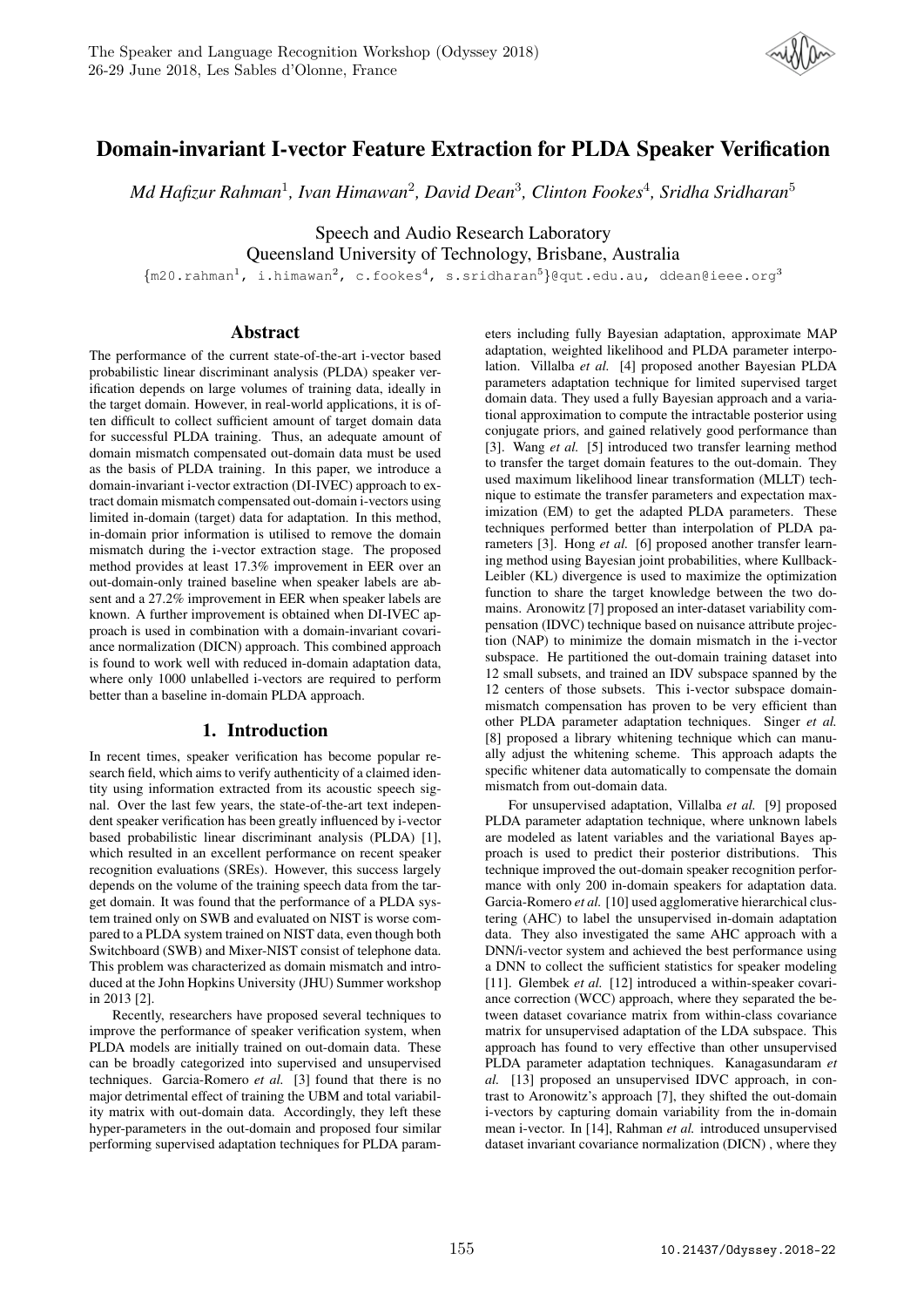# Domain-invariant I-vector Feature Extraction for PLDA Speaker Verification

*Md Hafizur Rahman*[1], *Ivan Himawan*[2], *David Dean*[3], *Clinton Fookes*[4], *Sridha Sridharan*[5]

Speech and Audio Research Laboratory
Queensland University of Technology, Brisbane, Australia

{m20.rahman[1], i.himawan[2], c.fookes[4], s.sridharan[5]}@qut.edu.au, ddean@ieee.org[3]

## Abstract

The performance of the current state-of-the-art i-vector based probabilistic linear discriminant analysis (PLDA) speaker verification depends on large volumes of training data, ideally in the target domain. However, in real-world applications, it is often difficult to collect sufficient amount of target domain data for successful PLDA training. Thus, an adequate amount of domain mismatch compensated out-domain data must be used as the basis of PLDA training. In this paper, we introduce a domain-invariant i-vector extraction (DI-IVEC) approach to extract domain mismatch compensated out-domain i-vectors using limited in-domain (target) data for adaptation. In this method, in-domain prior information is utilised to remove the domain mismatch during the i-vector extraction stage. The proposed method provides at least 17.3% improvement in EER over an out-domain-only trained baseline when speaker labels are absent and a 27.2% improvement in EER when speaker labels are known. A further improvement is obtained when DI-IVEC approach is used in combination with a domain-invariant covariance normalization (DICN) approach. This combined approach is found to work well with reduced in-domain adaptation data, where only 1000 unlabelled i-vectors are required to perform better than a baseline in-domain PLDA approach.

## 1. Introduction

In recent times, speaker verification has become popular research field, which aims to verify authenticity of a claimed identity using information extracted from its acoustic speech signal. Over the last few years, the state-of-the-art text independent speaker verification has been greatly influenced by i-vector based probabilistic linear discriminant analysis (PLDA) [1], which resulted in an excellent performance on recent speaker recognition evaluations (SREs). However, this success largely depends on the volume of the training speech data from the target domain. It was found that the performance of a PLDA system trained only on SWB and evaluated on NIST is worse compared to a PLDA system trained on NIST data, even though both Switchboard (SWB) and Mixer-NIST consist of telephone data. This problem was characterized as domain mismatch and introduced at the John Hopkins University (JHU) Summer workshop in 2013 [2].

Recently, researchers have proposed several techniques to improve the performance of speaker verification system, when PLDA models are initially trained on out-domain data. These can be broadly categorized into supervised and unsupervised techniques. Garcia-Romero *et al.* [3] found that there is no major detrimental effect of training the UBM and total variability matrix with out-domain data. Accordingly, they left these hyper-parameters in the out-domain and proposed four similar performing supervised adaptation techniques for PLDA parameters including fully Bayesian adaptation, approximate MAP adaptation, weighted likelihood and PLDA parameter interpolation. Villalba *et al.* [4] proposed another Bayesian PLDA parameters adaptation technique for limited supervised target domain data. They used a fully Bayesian approach and a variational approximation to compute the intractable posterior using conjugate priors, and gained relatively good performance than [3]. Wang *et al.* [5] introduced two transfer learning method to transfer the target domain features to the out-domain. They used maximum likelihood linear transformation (MLLT) technique to estimate the transfer parameters and expectation maximization (EM) to get the adapted PLDA parameters. These techniques performed better than interpolation of PLDA parameters [3]. Hong *et al.* [6] proposed another transfer learning method using Bayesian joint probabilities, where Kullback-Leibler (KL) divergence is used to maximize the optimization function to share the target knowledge between the two domains. Aronowitz [7] proposed an inter-dataset variability compensation (IDVC) technique based on nuisance attribute projection (NAP) to minimize the domain mismatch in the i-vector subspace. He partitioned the out-domain training dataset into 12 small subsets, and trained an IDV subspace spanned by the 12 centers of those subsets. This i-vector subspace domain-mismatch compensation has proven to be very efficient than other PLDA parameter adaptation techniques. Singer *et al.* [8] proposed a library whitening technique which can manually adjust the whitening scheme. This approach adapts the specific whitener data automatically to compensate the domain mismatch from out-domain data.

For unsupervised adaptation, Villalba *et al.* [9] proposed PLDA parameter adaptation technique, where unknown labels are modeled as latent variables and the variational Bayes approach is used to predict their posterior distributions. This technique improved the out-domain speaker recognition performance with only 200 in-domain speakers for adaptation data. Garcia-Romero *et al.* [10] used agglomerative hierarchical clustering (AHC) to label the unsupervised in-domain adaptation data. They also investigated the same AHC approach with a DNN/i-vector system and achieved the best performance using a DNN to collect the sufficient statistics for speaker modeling [11]. Glembek *et al.* [12] introduced a within-speaker covariance correction (WCC) approach, where they separated the between dataset covariance matrix from within-class covariance matrix for unsupervised adaptation of the LDA subspace. This approach has found to very effective than other unsupervised PLDA parameter adaptation techniques. Kanagasundaram *et al.* [13] proposed an unsupervised IDVC approach, in contrast to Aronowitz's approach [7], they shifted the out-domain i-vectors by capturing domain variability from the in-domain mean i-vector. In [14], Rahman *et al.* introduced unsupervised dataset invariant covariance normalization (DICN) , where they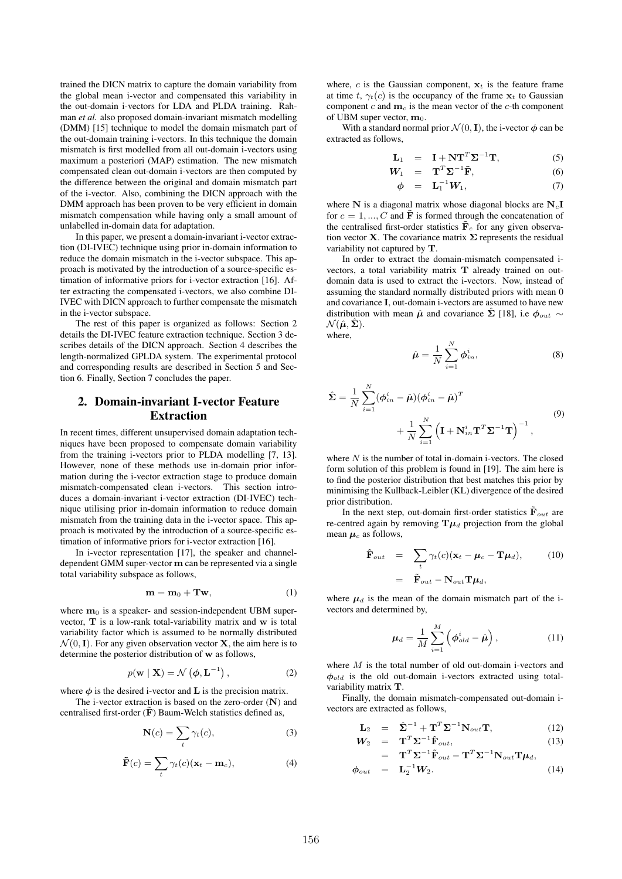trained the DICN matrix to capture the domain variability from the global mean i-vector and compensated this variability in the out-domain i-vectors for LDA and PLDA training. Rahman *et al.* also proposed domain-invariant mismatch modelling (DMM) [15] technique to model the domain mismatch part of the out-domain training i-vectors. In this technique the domain mismatch is first modelled from all out-domain i-vectors using maximum a posteriori (MAP) estimation. The new mismatch compensated clean out-domain i-vectors are then computed by the difference between the original and domain mismatch part of the i-vector. Also, combining the DICN approach with the DMM approach has been proven to be very efficient in domain mismatch compensation while having only a small amount of unlabelled in-domain data for adaptation.

In this paper, we present a domain-invariant i-vector extraction (DI-IVEC) technique using prior in-domain information to reduce the domain mismatch in the i-vector subspace. This approach is motivated by the introduction of a source-specific estimation of informative priors for i-vector extraction [16]. After extracting the compensated i-vectors, we also combine DI-IVEC with DICN approach to further compensate the mismatch in the i-vector subspace.

The rest of this paper is organized as follows: Section 2 details the DI-IVEC feature extraction technique. Section 3 describes details of the DICN approach. Section 4 describes the length-normalized GPLDA system. The experimental protocol and corresponding results are described in Section 5 and Section 6. Finally, Section 7 concludes the paper.

## 2. Domain-invariant I-vector Feature Extraction

In recent times, different unsupervised domain adaptation techniques have been proposed to compensate domain variability from the training i-vectors prior to PLDA modelling [7, 13]. However, none of these methods use in-domain prior information during the i-vector extraction stage to produce domain mismatch-compensated clean i-vectors. This section introduces a domain-invariant i-vector extraction (DI-IVEC) technique utilising prior in-domain information to reduce domain mismatch from the training data in the i-vector space. This approach is motivated by the introduction of a source-specific estimation of informative priors for i-vector extraction [16].

In i-vector representation [17], the speaker and channel-dependent GMM super-vector $\mathbf{m}$ can be represented via a single total variability subspace as follows,

$$\mathbf{m} = \mathbf{m}_0 + \mathbf{T}\mathbf{w}, \tag{1}$$

where $\mathbf{m}_0$ is a speaker- and session-independent UBM super-vector, $\mathbf{T}$ is a low-rank total-variability matrix and $\mathbf{w}$ is total variability factor which is assumed to be normally distributed $\mathcal{N}(0, \mathbf{I})$. For any given observation vector $\mathbf{X}$, the aim here is to determine the posterior distribution of $\mathbf{w}$ as follows,

$$p(\mathbf{w} \mid \mathbf{X}) = \mathcal{N}\left(\boldsymbol{\phi}, \mathbf{L}^{-1}\right), \tag{2}$$

where $\boldsymbol{\phi}$ is the desired i-vector and $\mathbf{L}$ is the precision matrix.

The i-vector extraction is based on the zero-order ($\mathbf{N}$) and centralised first-order ($\tilde{\mathbf{F}}$) Baum-Welch statistics defined as,

$$\mathbf{N}(c) = \sum_t \gamma_t(c), \tag{3}$$

$$\tilde{\mathbf{F}}(c) = \sum_t \gamma_t(c)(\mathbf{x}_t - \mathbf{m}_c), \tag{4}$$

where, $c$ is the Gaussian component, $\mathbf{x}_t$ is the feature frame at time $t$, $\gamma_t(c)$ is the occupancy of the frame $\mathbf{x}_t$ to Gaussian component $c$ and $\mathbf{m}_c$ is the mean vector of the $c$-th component of UBM super vector, $\mathbf{m}_0$.

With a standard normal prior $\mathcal{N}(0, \mathbf{I})$, the i-vector $\boldsymbol{\phi}$ can be extracted as follows,

$$\mathbf{L}_1 = \mathbf{I} + \mathbf{N}\mathbf{T}^T\boldsymbol{\Sigma}^{-1}\mathbf{T}, \tag{5}$$

$$\boldsymbol{W}_1 = \mathbf{T}^T\boldsymbol{\Sigma}^{-1}\tilde{\mathbf{F}}, \tag{6}$$

$$\boldsymbol{\phi} = \mathbf{L}_1^{-1}\boldsymbol{W}_1, \tag{7}$$

where $\mathbf{N}$ is a diagonal matrix whose diagonal blocks are $\mathbf{N}_c\mathbf{I}$ for $c = 1, ..., C$ and $\tilde{\mathbf{F}}$ is formed through the concatenation of the centralised first-order statistics $\tilde{\mathbf{F}}_c$ for any given observation vector $\mathbf{X}$. The covariance matrix $\boldsymbol{\Sigma}$ represents the residual variability not captured by $\mathbf{T}$.

In order to extract the domain-mismatch compensated i-vectors, a total variability matrix $\mathbf{T}$ already trained on out-domain data is used to extract the i-vectors. Now, instead of assuming the standard normally distributed priors with mean 0 and covariance $\mathbf{I}$, out-domain i-vectors are assumed to have new distribution with mean $\hat{\boldsymbol{\mu}}$ and covariance $\hat{\boldsymbol{\Sigma}}$ [18], i.e $\boldsymbol{\phi}_{out} \sim \mathcal{N}(\hat{\boldsymbol{\mu}}, \hat{\boldsymbol{\Sigma}})$.
where,

$$\hat{\boldsymbol{\mu}} = \frac{1}{N}\sum_{i=1}^{N}\boldsymbol{\phi}_{in}^i, \tag{8}$$

$$\hat{\boldsymbol{\Sigma}} = \frac{1}{N}\sum_{i=1}^{N}(\boldsymbol{\phi}_{in}^i - \hat{\boldsymbol{\mu}})(\boldsymbol{\phi}_{in}^i - \hat{\boldsymbol{\mu}})^T + \frac{1}{N}\sum_{i=1}^{N}\left(\mathbf{I} + \mathbf{N}_{in}^i\mathbf{T}^T\boldsymbol{\Sigma}^{-1}\mathbf{T}\right)^{-1}, \tag{9}$$

where $N$ is the number of total in-domain i-vectors. The closed form solution of this problem is found in [19]. The aim here is to find the posterior distribution that best matches this prior by minimising the Kullback-Leibler (KL) divergence of the desired prior distribution.

In the next step, out-domain first-order statistics $\tilde{\mathbf{F}}_{out}$ are re-centred again by removing $\mathbf{T}\boldsymbol{\mu}_d$ projection from the global mean $\boldsymbol{\mu}_c$ as follows,

$$\begin{aligned}\hat{\mathbf{F}}_{out} &= \sum_t \gamma_t(c)(\mathbf{x}_t - \boldsymbol{\mu}_c - \mathbf{T}\boldsymbol{\mu}_d), \\ &= \tilde{\mathbf{F}}_{out} - \mathbf{N}_{out}\mathbf{T}\boldsymbol{\mu}_d,\end{aligned} \tag{10}$$

where $\boldsymbol{\mu}_d$ is the mean of the domain mismatch part of the i-vectors and determined by,

$$\boldsymbol{\mu}_d = \frac{1}{M}\sum_{i=1}^{M}\left(\boldsymbol{\phi}_{old}^i - \hat{\boldsymbol{\mu}}\right), \tag{11}$$

where $M$ is the total number of old out-domain i-vectors and $\boldsymbol{\phi}_{old}$ is the old out-domain i-vectors extracted using total-variability matrix $\mathbf{T}$.

Finally, the domain mismatch-compensated out-domain i-vectors are extracted as follows,

$$\mathbf{L}_2 = \hat{\boldsymbol{\Sigma}}^{-1} + \mathbf{T}^T\boldsymbol{\Sigma}^{-1}\mathbf{N}_{out}\mathbf{T}, \tag{12}$$

$$\begin{aligned}\boldsymbol{W}_2 &= \mathbf{T}^T\boldsymbol{\Sigma}^{-1}\hat{\mathbf{F}}_{out}, \\ &= \mathbf{T}^T\boldsymbol{\Sigma}^{-1}\tilde{\mathbf{F}}_{out} - \mathbf{T}^T\boldsymbol{\Sigma}^{-1}\mathbf{N}_{out}\mathbf{T}\boldsymbol{\mu}_d,\end{aligned} \tag{13}$$

$$\boldsymbol{\phi}_{out} = \mathbf{L}_2^{-1}\boldsymbol{W}_2. \tag{14}$$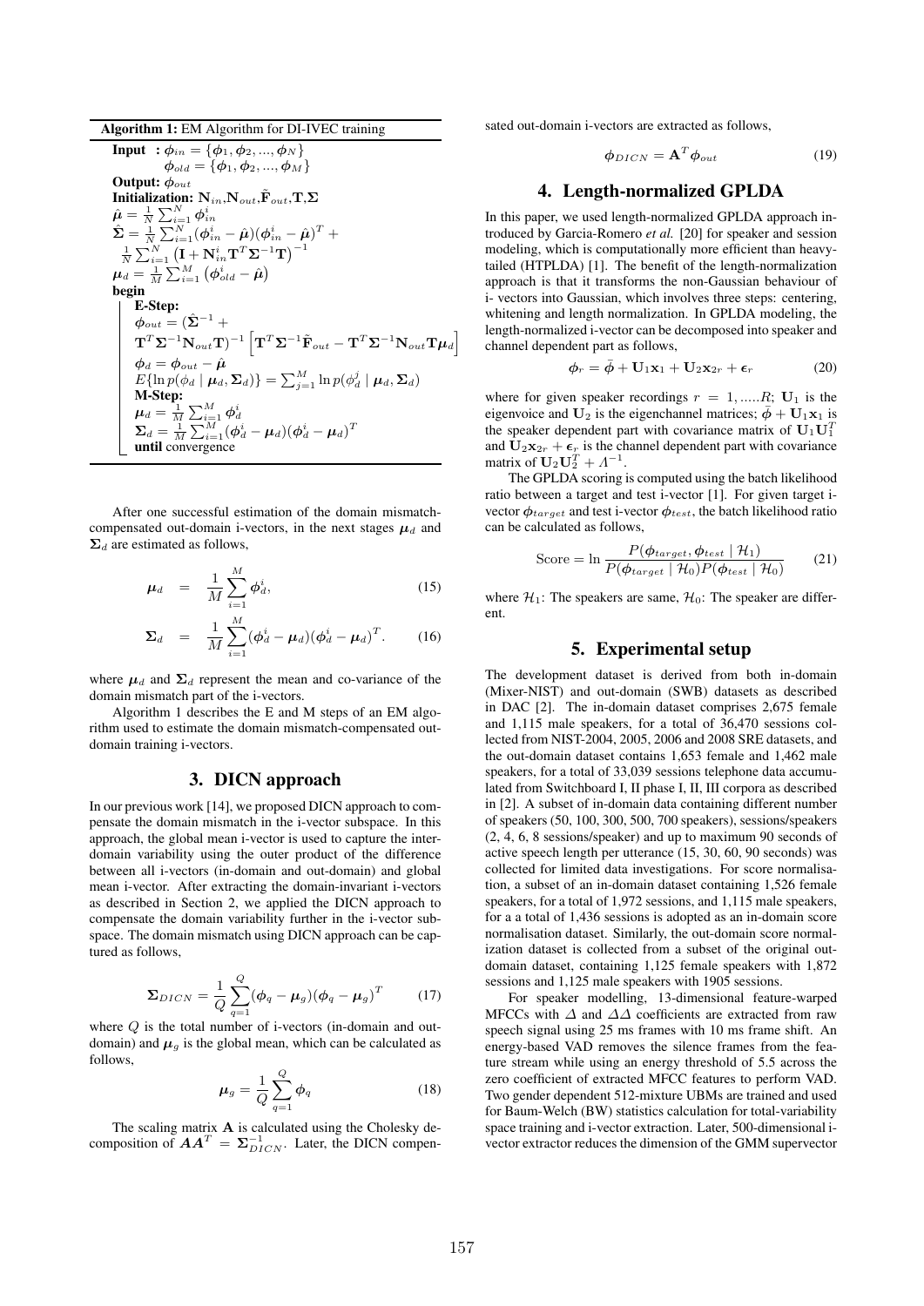**Algorithm 1:** EM Algorithm for DI-IVEC training

**Input** : $\boldsymbol{\phi}_{in} = \{\boldsymbol{\phi}_1, \boldsymbol{\phi}_2, ..., \boldsymbol{\phi}_N\}$
$\boldsymbol{\phi}_{old} = \{\boldsymbol{\phi}_1, \boldsymbol{\phi}_2, ..., \boldsymbol{\phi}_M\}$

**Output:** $\boldsymbol{\phi}_{out}$

**Initialization:** $\mathbf{N}_{in}$,$\mathbf{N}_{out}$,$\tilde{\mathbf{F}}_{out}$,$\mathbf{T}$,$\boldsymbol{\Sigma}$

$\hat{\boldsymbol{\mu}} = \frac{1}{N}\sum_{i=1}^{N} \boldsymbol{\phi}_{in}^i$

$\hat{\boldsymbol{\Sigma}} = \frac{1}{N}\sum_{i=1}^{N} (\boldsymbol{\phi}_{in}^i - \hat{\boldsymbol{\mu}})(\boldsymbol{\phi}_{in}^i - \hat{\boldsymbol{\mu}})^T + \frac{1}{N}\sum_{i=1}^{N} \left(\mathbf{I} + \mathbf{N}_{in}^i \mathbf{T}^T \boldsymbol{\Sigma}^{-1} \mathbf{T}\right)^{-1}$

$\boldsymbol{\mu}_d = \frac{1}{M}\sum_{i=1}^{M} \left(\boldsymbol{\phi}_{old}^i - \hat{\boldsymbol{\mu}}\right)$

**begin**

**E-Step:**

$\boldsymbol{\phi}_{out} = (\hat{\boldsymbol{\Sigma}}^{-1} + \mathbf{T}^T \boldsymbol{\Sigma}^{-1} \mathbf{N}_{out} \mathbf{T})^{-1} \left[\mathbf{T}^T \boldsymbol{\Sigma}^{-1} \tilde{\mathbf{F}}_{out} - \mathbf{T}^T \boldsymbol{\Sigma}^{-1} \mathbf{N}_{out} \mathbf{T} \boldsymbol{\mu}_d\right]$

$\boldsymbol{\phi}_d = \boldsymbol{\phi}_{out} - \hat{\boldsymbol{\mu}}$

$E\{\ln p(\phi_d \mid \boldsymbol{\mu}_d, \boldsymbol{\Sigma}_d)\} = \sum_{j=1}^{M} \ln p(\phi_d^j \mid \boldsymbol{\mu}_d, \boldsymbol{\Sigma}_d)$

**M-Step:**

$\boldsymbol{\mu}_d = \frac{1}{M}\sum_{i=1}^{M} \boldsymbol{\phi}_d^i$

$\boldsymbol{\Sigma}_d = \frac{1}{M}\sum_{i=1}^{M} (\boldsymbol{\phi}_d^i - \boldsymbol{\mu}_d)(\boldsymbol{\phi}_d^i - \boldsymbol{\mu}_d)^T$

**until** convergence

After one successful estimation of the domain mismatch-compensated out-domain i-vectors, in the next stages $\boldsymbol{\mu}_d$ and $\boldsymbol{\Sigma}_d$ are estimated as follows,

$$\boldsymbol{\mu}_d = \frac{1}{M}\sum_{i=1}^{M} \boldsymbol{\phi}_d^i, \tag{15}$$

$$\boldsymbol{\Sigma}_d = \frac{1}{M}\sum_{i=1}^{M} (\boldsymbol{\phi}_d^i - \boldsymbol{\mu}_d)(\boldsymbol{\phi}_d^i - \boldsymbol{\mu}_d)^T. \tag{16}$$

where $\boldsymbol{\mu}_d$ and $\boldsymbol{\Sigma}_d$ represent the mean and co-variance of the domain mismatch part of the i-vectors.

Algorithm 1 describes the E and M steps of an EM algorithm used to estimate the domain mismatch-compensated out-domain training i-vectors.

## 3. DICN approach

In our previous work [14], we proposed DICN approach to compensate the domain mismatch in the i-vector subspace. In this approach, the global mean i-vector is used to capture the inter-domain variability using the outer product of the difference between all i-vectors (in-domain and out-domain) and global mean i-vector. After extracting the domain-invariant i-vectors as described in Section 2, we applied the DICN approach to compensate the domain variability further in the i-vector subspace. The domain mismatch using DICN approach can be captured as follows,

$$\boldsymbol{\Sigma}_{DICN} = \frac{1}{Q}\sum_{q=1}^{Q} (\boldsymbol{\phi}_q - \boldsymbol{\mu}_g)(\boldsymbol{\phi}_q - \boldsymbol{\mu}_g)^T \tag{17}$$

where $Q$ is the total number of i-vectors (in-domain and out-domain) and $\boldsymbol{\mu}_g$ is the global mean, which can be calculated as follows,

$$\boldsymbol{\mu}_g = \frac{1}{Q}\sum_{q=1}^{Q} \boldsymbol{\phi}_q \tag{18}$$

The scaling matrix $\mathbf{A}$ is calculated using the Cholesky decomposition of $\boldsymbol{A}\boldsymbol{A}^T = \boldsymbol{\Sigma}_{DICN}^{-1}$. Later, the DICN compensated out-domain i-vectors are extracted as follows,

$$\boldsymbol{\phi}_{DICN} = \mathbf{A}^T \boldsymbol{\phi}_{out} \tag{19}$$

## 4. Length-normalized GPLDA

In this paper, we used length-normalized GPLDA approach introduced by Garcia-Romero *et al.* [20] for speaker and session modeling, which is computationally more efficient than heavy-tailed (HTPLDA) [1]. The benefit of the length-normalization approach is that it transforms the non-Gaussian behaviour of i- vectors into Gaussian, which involves three steps: centering, whitening and length normalization. In GPLDA modeling, the length-normalized i-vector can be decomposed into speaker and channel dependent part as follows,

$$\boldsymbol{\phi}_r = \bar{\boldsymbol{\phi}} + \mathbf{U}_1\mathbf{x}_1 + \mathbf{U}_2\mathbf{x}_{2r} + \boldsymbol{\epsilon}_r \tag{20}$$

where for given speaker recordings $r = 1, .....R$; $\mathbf{U}_1$ is the eigenvoice and $\mathbf{U}_2$ is the eigenchannel matrices; $\bar{\boldsymbol{\phi}} + \mathbf{U}_1\mathbf{x}_1$ is the speaker dependent part with covariance matrix of $\mathbf{U}_1\mathbf{U}_1^T$ and $\mathbf{U}_2\mathbf{x}_{2r} + \boldsymbol{\epsilon}_r$ is the channel dependent part with covariance matrix of $\mathbf{U}_2\mathbf{U}_2^T + \Lambda^{-1}$.

The GPLDA scoring is computed using the batch likelihood ratio between a target and test i-vector [1]. For given target i-vector $\boldsymbol{\phi}_{target}$ and test i-vector $\boldsymbol{\phi}_{test}$, the batch likelihood ratio can be calculated as follows,

$$\text{Score} = \ln \frac{P(\boldsymbol{\phi}_{target}, \boldsymbol{\phi}_{test} \mid \mathcal{H}_1)}{P(\boldsymbol{\phi}_{target} \mid \mathcal{H}_0)P(\boldsymbol{\phi}_{test} \mid \mathcal{H}_0)} \tag{21}$$

where $\mathcal{H}_1$: The speakers are same, $\mathcal{H}_0$: The speaker are different.

## 5. Experimental setup

The development dataset is derived from both in-domain (Mixer-NIST) and out-domain (SWB) datasets as described in DAC [2]. The in-domain dataset comprises 2,675 female and 1,115 male speakers, for a total of 36,470 sessions collected from NIST-2004, 2005, 2006 and 2008 SRE datasets, and the out-domain dataset contains 1,653 female and 1,462 male speakers, for a total of 33,039 sessions telephone data accumulated from Switchboard I, II phase I, II, III corpora as described in [2]. A subset of in-domain data containing different number of speakers (50, 100, 300, 500, 700 speakers), sessions/speakers (2, 4, 6, 8 sessions/speaker) and up to maximum 90 seconds of active speech length per utterance (15, 30, 60, 90 seconds) was collected for limited data investigations. For score normalisation, a subset of an in-domain dataset containing 1,526 female speakers, for a total of 1,972 sessions, and 1,115 male speakers, for a a total of 1,436 sessions is adopted as an in-domain score normalisation dataset. Similarly, the out-domain score normalization dataset is collected from a subset of the original out-domain dataset, containing 1,125 female speakers with 1,872 sessions and 1,125 male speakers with 1905 sessions.

For speaker modelling, 13-dimensional feature-warped MFCCs with $\Delta$ and $\Delta\Delta$ coefficients are extracted from raw speech signal using 25 ms frames with 10 ms frame shift. An energy-based VAD removes the silence frames from the feature stream while using an energy threshold of 5.5 across the zero coefficient of extracted MFCC features to perform VAD. Two gender dependent 512-mixture UBMs are trained and used for Baum-Welch (BW) statistics calculation for total-variability space training and i-vector extraction. Later, 500-dimensional i-vector extractor reduces the dimension of the GMM supervector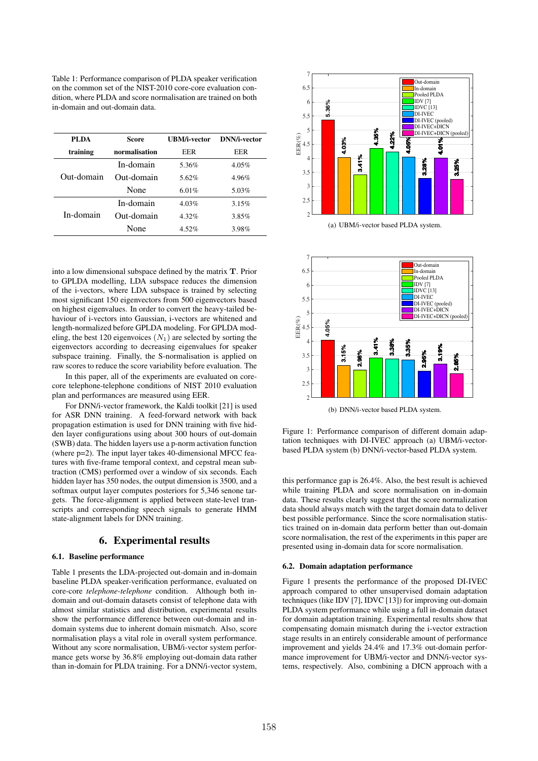Table 1: Performance comparison of PLDA speaker verification on the common set of the NIST-2010 core-core evaluation condition, where PLDA and score normalisation are trained on both in-domain and out-domain data.

| PLDA training | Score normalisation | UBM/i-vector EER | DNN/i-vector EER |
|---|---|---|---|
| Out-domain | In-domain | 5.36% | 4.05% |
| | Out-domain | 5.62% | 4.96% |
| | None | 6.01% | 5.03% |
| In-domain | In-domain | 4.03% | 3.15% |
| | Out-domain | 4.32% | 3.85% |
| | None | 4.52% | 3.98% |

into a low dimensional subspace defined by the matrix $\mathbf{T}$. Prior to GPLDA modelling, LDA subspace reduces the dimension of the i-vectors, where LDA subspace is trained by selecting most significant 150 eigenvectors from 500 eigenvectors based on highest eigenvalues. In order to convert the heavy-tailed behaviour of i-vectors into Gaussian, i-vectors are whitened and length-normalized before GPLDA modeling. For GPLDA modeling, the best 120 eigenvoices $(N_1)$ are selected by sorting the eigenvectors according to decreasing eigenvalues for speaker subspace training. Finally, the S-normalisation is applied on raw scores to reduce the score variability before evaluation. The

In this paper, all of the experiments are evaluated on core-core telephone-telephone conditions of NIST 2010 evaluation plan and performances are measured using EER.

For DNN/i-vector framework, the Kaldi toolkit [21] is used for ASR DNN training. A feed-forward network with back propagation estimation is used for DNN training with five hidden layer configurations using about 300 hours of out-domain (SWB) data. The hidden layers use a p-norm activation function (where p=2). The input layer takes 40-dimensional MFCC features with five-frame temporal context, and cepstral mean subtraction (CMS) performed over a window of six seconds. Each hidden layer has 350 nodes, the output dimension is 3500, and a softmax output layer computes posteriors for 5,346 senone targets. The force-alignment is applied between state-level transcripts and corresponding speech signals to generate HMM state-alignment labels for DNN training.

## 6. Experimental results

### 6.1. Baseline performance

Table 1 presents the LDA-projected out-domain and in-domain baseline PLDA speaker-verification performance, evaluated on core-core *telephone-telephone* condition. Although both in-domain and out-domain datasets consist of telephone data with almost similar statistics and distribution, experimental results show the performance difference between out-domain and in-domain systems due to inherent domain mismatch. Also, score normalisation plays a vital role in overall system performance. Without any score normalisation, UBM/i-vector system performance gets worse by 36.8% employing out-domain data rather than in-domain for PLDA training. For a DNN/i-vector system, this performance gap is 26.4%. Also, the best result is achieved while training PLDA and score normalisation on in-domain data. These results clearly suggest that the score normalization data should always match with the target domain data to deliver best possible performance. Since the score normalisation statistics trained on in-domain data perform better than out-domain score normalisation, the rest of the experiments in this paper are presented using in-domain data for score normalisation.

(a) UBM/i-vector based PLDA system.

(b) DNN/i-vector based PLDA system.

Figure 1: Performance comparison of different domain adaptation techniques with DI-IVEC approach (a) UBM/i-vector-based PLDA system (b) DNN/i-vector-based PLDA system.

### 6.2. Domain adaptation performance

Figure 1 presents the performance of the proposed DI-IVEC approach compared to other unsupervised domain adaptation techniques (like IDV [7], IDVC [13]) for improving out-domain PLDA system performance while using a full in-domain dataset for domain adaptation training. Experimental results show that compensating domain mismatch during the i-vector extraction stage results in an entirely considerable amount of performance improvement and yields 24.4% and 17.3% out-domain performance improvement for UBM/i-vector and DNN/i-vector systems, respectively. Also, combining a DICN approach with a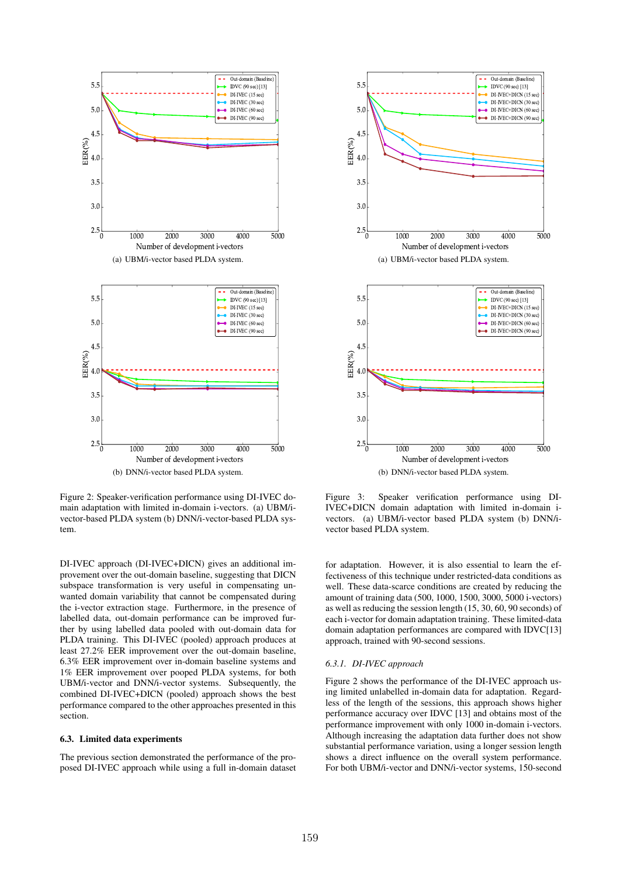(a) UBM/i-vector based PLDA system.

(b) DNN/i-vector based PLDA system.

Figure 2: Speaker-verification performance using DI-IVEC domain adaptation with limited in-domain i-vectors. (a) UBM/i-vector-based PLDA system (b) DNN/i-vector-based PLDA system.

(a) UBM/i-vector based PLDA system.

(b) DNN/i-vector based PLDA system.

Figure 3: Speaker verification performance using DI-IVEC+DICN domain adaptation with limited in-domain i-vectors. (a) UBM/i-vector based PLDA system (b) DNN/i-vector based PLDA system.

DI-IVEC approach (DI-IVEC+DICN) gives an additional improvement over the out-domain baseline, suggesting that DICN subspace transformation is very useful in compensating unwanted domain variability that cannot be compensated during the i-vector extraction stage. Furthermore, in the presence of labelled data, out-domain performance can be improved further by using labelled data pooled with out-domain data for PLDA training. This DI-IVEC (pooled) approach produces at least 27.2% EER improvement over the out-domain baseline, 6.3% EER improvement over in-domain baseline systems and 1% EER improvement over pooped PLDA systems, for both UBM/i-vector and DNN/i-vector systems. Subsequently, the combined DI-IVEC+DICN (pooled) approach shows the best performance compared to the other approaches presented in this section.

### 6.3. Limited data experiments

The previous section demonstrated the performance of the proposed DI-IVEC approach while using a full in-domain dataset for adaptation. However, it is also essential to learn the effectiveness of this technique under restricted-data conditions as well. These data-scarce conditions are created by reducing the amount of training data (500, 1000, 1500, 3000, 5000 i-vectors) as well as reducing the session length (15, 30, 60, 90 seconds) of each i-vector for domain adaptation training. These limited-data domain adaptation performances are compared with IDVC[13] approach, trained with 90-second sessions.

#### *6.3.1. DI-IVEC approach*

Figure 2 shows the performance of the DI-IVEC approach using limited unlabelled in-domain data for adaptation. Regardless of the length of the sessions, this approach shows higher performance accuracy over IDVC [13] and obtains most of the performance improvement with only 1000 in-domain i-vectors. Although increasing the adaptation data further does not show substantial performance variation, using a longer session length shows a direct influence on the overall system performance. For both UBM/i-vector and DNN/i-vector systems, 150-second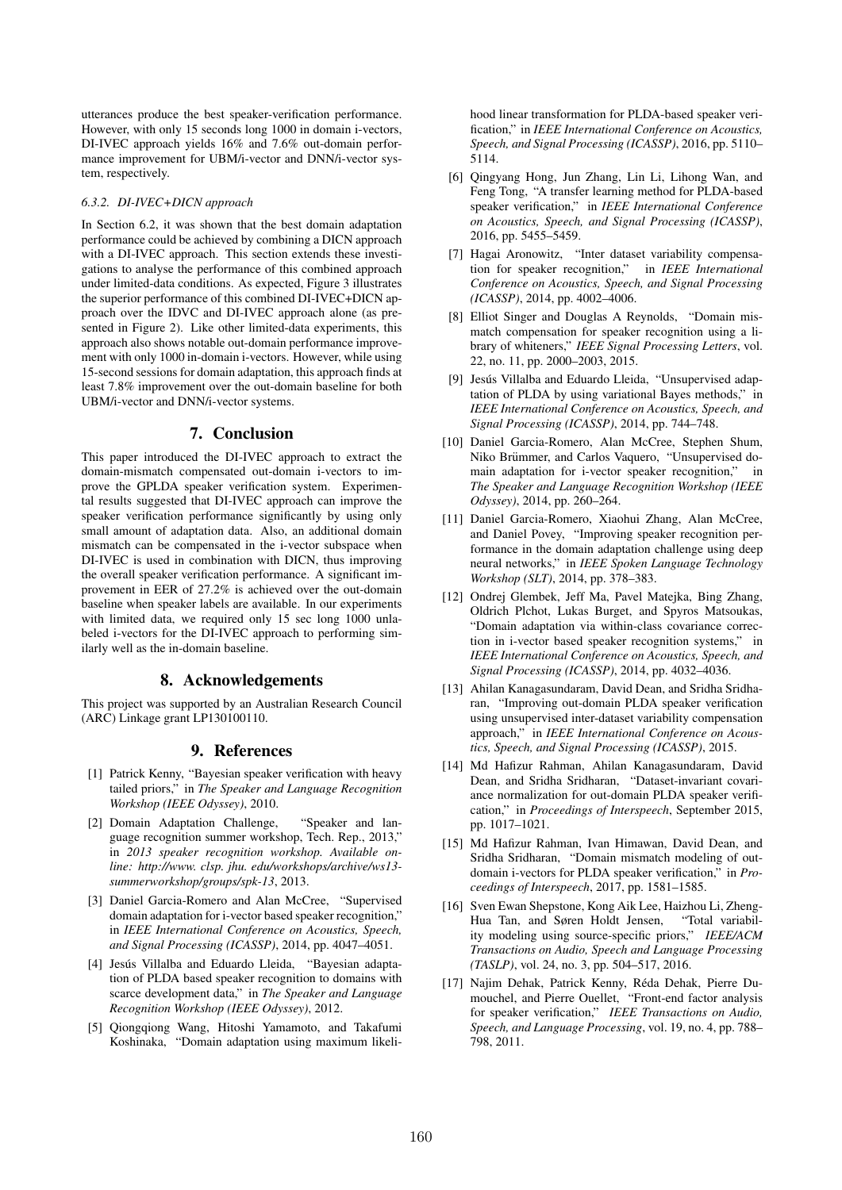utterances produce the best speaker-verification performance. However, with only 15 seconds long 1000 in domain i-vectors, DI-IVEC approach yields 16% and 7.6% out-domain performance improvement for UBM/i-vector and DNN/i-vector system, respectively.

#### 6.3.2. DI-IVEC+DICN approach

In Section 6.2, it was shown that the best domain adaptation performance could be achieved by combining a DICN approach with a DI-IVEC approach. This section extends these investigations to analyse the performance of this combined approach under limited-data conditions. As expected, Figure 3 illustrates the superior performance of this combined DI-IVEC+DICN approach over the IDVC and DI-IVEC approach alone (as presented in Figure 2). Like other limited-data experiments, this approach also shows notable out-domain performance improvement with only 1000 in-domain i-vectors. However, while using 15-second sessions for domain adaptation, this approach finds at least 7.8% improvement over the out-domain baseline for both UBM/i-vector and DNN/i-vector systems.

## 7. Conclusion

This paper introduced the DI-IVEC approach to extract the domain-mismatch compensated out-domain i-vectors to improve the GPLDA speaker verification system. Experimental results suggested that DI-IVEC approach can improve the speaker verification performance significantly by using only small amount of adaptation data. Also, an additional domain mismatch can be compensated in the i-vector subspace when DI-IVEC is used in combination with DICN, thus improving the overall speaker verification performance. A significant improvement in EER of 27.2% is achieved over the out-domain baseline when speaker labels are available. In our experiments with limited data, we required only 15 sec long 1000 unlabeled i-vectors for the DI-IVEC approach to performing similarly well as the in-domain baseline.

## 8. Acknowledgements

This project was supported by an Australian Research Council (ARC) Linkage grant LP130100110.

## 9. References

[1] Patrick Kenny, "Bayesian speaker verification with heavy tailed priors," in *The Speaker and Language Recognition Workshop (IEEE Odyssey)*, 2010.

[2] Domain Adaptation Challenge, "Speaker and language recognition summer workshop, Tech. Rep., 2013," in *2013 speaker recognition workshop. Available online: http://www. clsp. jhu. edu/workshops/archive/ws13-summerworkshop/groups/spk-13*, 2013.

[3] Daniel Garcia-Romero and Alan McCree, "Supervised domain adaptation for i-vector based speaker recognition," in *IEEE International Conference on Acoustics, Speech, and Signal Processing (ICASSP)*, 2014, pp. 4047–4051.

[4] Jesús Villalba and Eduardo Lleida, "Bayesian adaptation of PLDA based speaker recognition to domains with scarce development data," in *The Speaker and Language Recognition Workshop (IEEE Odyssey)*, 2012.

[5] Qiongqiong Wang, Hitoshi Yamamoto, and Takafumi Koshinaka, "Domain adaptation using maximum likelihood linear transformation for PLDA-based speaker verification," in *IEEE International Conference on Acoustics, Speech, and Signal Processing (ICASSP)*, 2016, pp. 5110–5114.

[6] Qingyang Hong, Jun Zhang, Lin Li, Lihong Wan, and Feng Tong, "A transfer learning method for PLDA-based speaker verification," in *IEEE International Conference on Acoustics, Speech, and Signal Processing (ICASSP)*, 2016, pp. 5455–5459.

[7] Hagai Aronowitz, "Inter dataset variability compensation for speaker recognition," in *IEEE International Conference on Acoustics, Speech, and Signal Processing (ICASSP)*, 2014, pp. 4002–4006.

[8] Elliot Singer and Douglas A Reynolds, "Domain mismatch compensation for speaker recognition using a library of whiteners," *IEEE Signal Processing Letters*, vol. 22, no. 11, pp. 2000–2003, 2015.

[9] Jesús Villalba and Eduardo Lleida, "Unsupervised adaptation of PLDA by using variational Bayes methods," in *IEEE International Conference on Acoustics, Speech, and Signal Processing (ICASSP)*, 2014, pp. 744–748.

[10] Daniel Garcia-Romero, Alan McCree, Stephen Shum, Niko Brümmer, and Carlos Vaquero, "Unsupervised domain adaptation for i-vector speaker recognition," in *The Speaker and Language Recognition Workshop (IEEE Odyssey)*, 2014, pp. 260–264.

[11] Daniel Garcia-Romero, Xiaohui Zhang, Alan McCree, and Daniel Povey, "Improving speaker recognition performance in the domain adaptation challenge using deep neural networks," in *IEEE Spoken Language Technology Workshop (SLT)*, 2014, pp. 378–383.

[12] Ondrej Glembek, Jeff Ma, Pavel Matejka, Bing Zhang, Oldrich Plchot, Lukas Burget, and Spyros Matsoukas, "Domain adaptation via within-class covariance correction in i-vector based speaker recognition systems," in *IEEE International Conference on Acoustics, Speech, and Signal Processing (ICASSP)*, 2014, pp. 4032–4036.

[13] Ahilan Kanagasundaram, David Dean, and Sridha Sridharan, "Improving out-domain PLDA speaker verification using unsupervised inter-dataset variability compensation approach," in *IEEE International Conference on Acoustics, Speech, and Signal Processing (ICASSP)*, 2015.

[14] Md Hafizur Rahman, Ahilan Kanagasundaram, David Dean, and Sridha Sridharan, "Dataset-invariant covariance normalization for out-domain PLDA speaker verification," in *Proceedings of Interspeech*, September 2015, pp. 1017–1021.

[15] Md Hafizur Rahman, Ivan Himawan, David Dean, and Sridha Sridharan, "Domain mismatch modeling of out-domain i-vectors for PLDA speaker verification," in *Proceedings of Interspeech*, 2017, pp. 1581–1585.

[16] Sven Ewan Shepstone, Kong Aik Lee, Haizhou Li, Zheng-Hua Tan, and Søren Holdt Jensen, "Total variability modeling using source-specific priors," *IEEE/ACM Transactions on Audio, Speech and Language Processing (TASLP)*, vol. 24, no. 3, pp. 504–517, 2016.

[17] Najim Dehak, Patrick Kenny, Réda Dehak, Pierre Dumouchel, and Pierre Ouellet, "Front-end factor analysis for speaker verification," *IEEE Transactions on Audio, Speech, and Language Processing*, vol. 19, no. 4, pp. 788–798, 2011.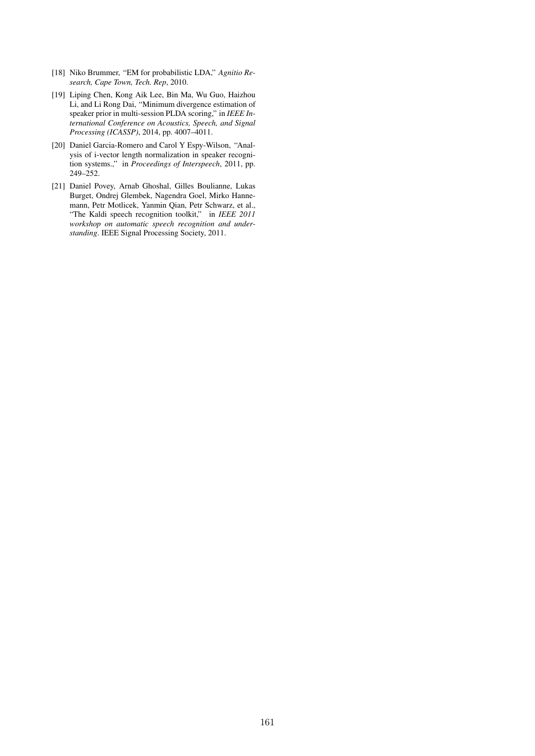[18] Niko Brummer, "EM for probabilistic LDA," *Agnitio Research, Cape Town, Tech. Rep*, 2010.

[19] Liping Chen, Kong Aik Lee, Bin Ma, Wu Guo, Haizhou Li, and Li Rong Dai, "Minimum divergence estimation of speaker prior in multi-session PLDA scoring," in *IEEE International Conference on Acoustics, Speech, and Signal Processing (ICASSP)*, 2014, pp. 4007–4011.

[20] Daniel Garcia-Romero and Carol Y Espy-Wilson, "Analysis of i-vector length normalization in speaker recognition systems.," in *Proceedings of Interspeech*, 2011, pp. 249–252.

[21] Daniel Povey, Arnab Ghoshal, Gilles Boulianne, Lukas Burget, Ondrej Glembek, Nagendra Goel, Mirko Hannemann, Petr Motlicek, Yanmin Qian, Petr Schwarz, et al., "The Kaldi speech recognition toolkit," in *IEEE 2011 workshop on automatic speech recognition and understanding*. IEEE Signal Processing Society, 2011.